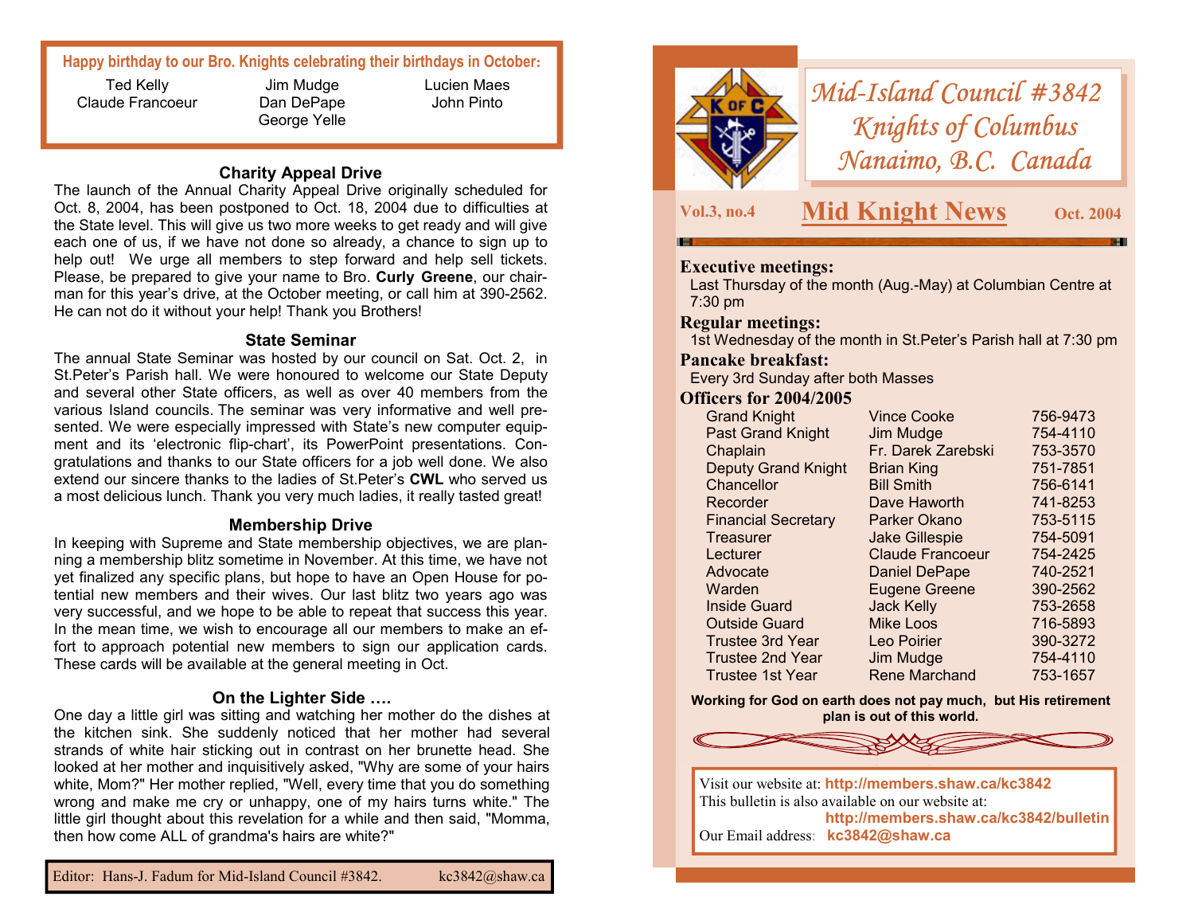**Happy birthday to our Bro. Knights celebrating their birthdays in October:**

| | | |
|---|---|---|
| Ted Kelly | Jim Mudge | Lucien Maes |
| Claude Francoeur | Dan DePape | John Pinto |
| | George Yelle | |

### Charity Appeal Drive

The launch of the Annual Charity Appeal Drive originally scheduled for Oct. 8, 2004, has been postponed to Oct. 18, 2004 due to difficulties at the State level. This will give us two more weeks to get ready and will give each one of us, if we have not done so already, a chance to sign up to help out! We urge all members to step forward and help sell tickets. Please, be prepared to give your name to Bro. **Curly Greene**, our chairman for this year's drive, at the October meeting, or call him at 390-2562. He can not do it without your help! Thank you Brothers!

### State Seminar

The annual State Seminar was hosted by our council on Sat. Oct. 2, in St.Peter's Parish hall. We were honoured to welcome our State Deputy and several other State officers, as well as over 40 members from the various Island councils. The seminar was very informative and well presented. We were especially impressed with State's new computer equipment and its 'electronic flip-chart', its PowerPoint presentations. Congratulations and thanks to our State officers for a job well done. We also extend our sincere thanks to the ladies of St.Peter's **CWL** who served us a most delicious lunch. Thank you very much ladies, it really tasted great!

### Membership Drive

In keeping with Supreme and State membership objectives, we are planning a membership blitz sometime in November. At this time, we have not yet finalized any specific plans, but hope to have an Open House for potential new members and their wives. Our last blitz two years ago was very successful, and we hope to be able to repeat that success this year. In the mean time, we wish to encourage all our members to make an effort to approach potential new members to sign our application cards. These cards will be available at the general meeting in Oct.

### On the Lighter Side ….

One day a little girl was sitting and watching her mother do the dishes at the kitchen sink. She suddenly noticed that her mother had several strands of white hair sticking out in contrast on her brunette head. She looked at her mother and inquisitively asked, "Why are some of your hairs white, Mom?" Her mother replied, "Well, every time that you do something wrong and make me cry or unhappy, one of my hairs turns white." The little girl thought about this revelation for a while and then said, "Momma, then how come ALL of grandma's hairs are white?"

Editor: Hans-J. Fadum for Mid-Island Council #3842. kc3842@shaw.ca

# *Mid-Island Council #3842*
# *Knights of Columbus*
# *Nanaimo, B.C. Canada*

**Vol.3, no.4** — **Mid Knight News** — **Oct. 2004**

**Executive meetings:**
Last Thursday of the month (Aug.-May) at Columbian Centre at 7:30 pm

**Regular meetings:**
1st Wednesday of the month in St.Peter's Parish hall at 7:30 pm

**Pancake breakfast:**
Every 3rd Sunday after both Masses

**Officers for 2004/2005**

| Office | Name | Phone |
|---|---|---|
| Grand Knight | Vince Cooke | 756-9473 |
| Past Grand Knight | Jim Mudge | 754-4110 |
| Chaplain | Fr. Darek Zarebski | 753-3570 |
| Deputy Grand Knight | Brian King | 751-7851 |
| Chancellor | Bill Smith | 756-6141 |
| Recorder | Dave Haworth | 741-8253 |
| Financial Secretary | Parker Okano | 753-5115 |
| Treasurer | Jake Gillespie | 754-5091 |
| Lecturer | Claude Francoeur | 754-2425 |
| Advocate | Daniel DePape | 740-2521 |
| Warden | Eugene Greene | 390-2562 |
| Inside Guard | Jack Kelly | 753-2658 |
| Outside Guard | Mike Loos | 716-5893 |
| Trustee 3rd Year | Leo Poirier | 390-3272 |
| Trustee 2nd Year | Jim Mudge | 754-4110 |
| Trustee 1st Year | Rene Marchand | 753-1657 |

**Working for God on earth does not pay much, but His retirement plan is out of this world.**

Visit our website at: **http://members.shaw.ca/kc3842**
This bulletin is also available on our website at:
**http://members.shaw.ca/kc3842/bulletin**
Our Email address: **kc3842@shaw.ca**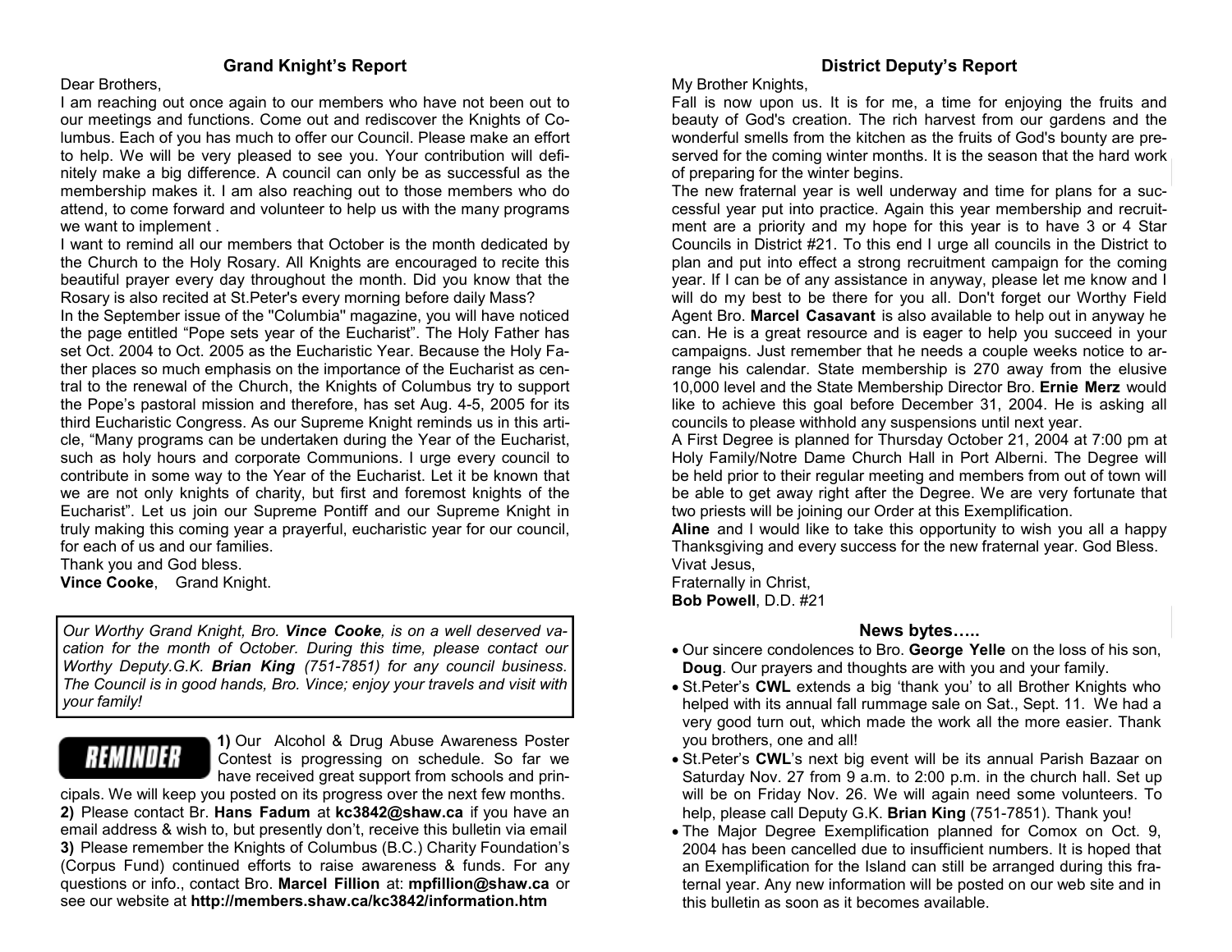## Grand Knight's Report

Dear Brothers,

I am reaching out once again to our members who have not been out to our meetings and functions. Come out and rediscover the Knights of Columbus. Each of you has much to offer our Council. Please make an effort to help. We will be very pleased to see you. Your contribution will definitely make a big difference. A council can only be as successful as the membership makes it. I am also reaching out to those members who do attend, to come forward and volunteer to help us with the many programs we want to implement .

I want to remind all our members that October is the month dedicated by the Church to the Holy Rosary. All Knights are encouraged to recite this beautiful prayer every day throughout the month. Did you know that the Rosary is also recited at St.Peter's every morning before daily Mass?

In the September issue of the "Columbia" magazine, you will have noticed the page entitled "Pope sets year of the Eucharist". The Holy Father has set Oct. 2004 to Oct. 2005 as the Eucharistic Year. Because the Holy Father places so much emphasis on the importance of the Eucharist as central to the renewal of the Church, the Knights of Columbus try to support the Pope's pastoral mission and therefore, has set Aug. 4-5, 2005 for its third Eucharistic Congress. As our Supreme Knight reminds us in this article, "Many programs can be undertaken during the Year of the Eucharist, such as holy hours and corporate Communions. I urge every council to contribute in some way to the Year of the Eucharist. Let it be known that we are not only knights of charity, but first and foremost knights of the Eucharist". Let us join our Supreme Pontiff and our Supreme Knight in truly making this coming year a prayerful, eucharistic year for our council, for each of us and our families.

Thank you and God bless.

**Vince Cooke**, Grand Knight.

*Our Worthy Grand Knight, Bro. **Vince Cooke**, is on a well deserved vacation for the month of October. During this time, please contact our Worthy Deputy.G.K. **Brian King** (751-7851) for any council business. The Council is in good hands, Bro. Vince; enjoy your travels and visit with your family!*

**REMINDER**

**1)** Our Alcohol & Drug Abuse Awareness Poster Contest is progressing on schedule. So far we have received great support from schools and principals. We will keep you posted on its progress over the next few months.

**2)** Please contact Br. **Hans Fadum** at **kc3842@shaw.ca** if you have an email address & wish to, but presently don't, receive this bulletin via email

**3)** Please remember the Knights of Columbus (B.C.) Charity Foundation's (Corpus Fund) continued efforts to raise awareness & funds. For any questions or info., contact Bro. **Marcel Fillion** at: **mpfillion@shaw.ca** or see our website at **http://members.shaw.ca/kc3842/information.htm**

## District Deputy's Report

My Brother Knights,

Fall is now upon us. It is for me, a time for enjoying the fruits and beauty of God's creation. The rich harvest from our gardens and the wonderful smells from the kitchen as the fruits of God's bounty are preserved for the coming winter months. It is the season that the hard work of preparing for the winter begins.

The new fraternal year is well underway and time for plans for a successful year put into practice. Again this year membership and recruitment are a priority and my hope for this year is to have 3 or 4 Star Councils in District #21. To this end I urge all councils in the District to plan and put into effect a strong recruitment campaign for the coming year. If I can be of any assistance in anyway, please let me know and I will do my best to be there for you all. Don't forget our Worthy Field Agent Bro. **Marcel Casavant** is also available to help out in anyway he can. He is a great resource and is eager to help you succeed in your campaigns. Just remember that he needs a couple weeks notice to arrange his calendar. State membership is 270 away from the elusive 10,000 level and the State Membership Director Bro. **Ernie Merz** would like to achieve this goal before December 31, 2004. He is asking all councils to please withhold any suspensions until next year.

A First Degree is planned for Thursday October 21, 2004 at 7:00 pm at Holy Family/Notre Dame Church Hall in Port Alberni. The Degree will be held prior to their regular meeting and members from out of town will be able to get away right after the Degree. We are very fortunate that two priests will be joining our Order at this Exemplification.

**Aline** and I would like to take this opportunity to wish you all a happy Thanksgiving and every success for the new fraternal year. God Bless.

Vivat Jesus,

Fraternally in Christ,

**Bob Powell**, D.D. #21

## News bytes…..

- Our sincere condolences to Bro. **George Yelle** on the loss of his son, **Doug**. Our prayers and thoughts are with you and your family.
- St.Peter's **CWL** extends a big 'thank you' to all Brother Knights who helped with its annual fall rummage sale on Sat., Sept. 11. We had a very good turn out, which made the work all the more easier. Thank you brothers, one and all!
- St.Peter's **CWL**'s next big event will be its annual Parish Bazaar on Saturday Nov. 27 from 9 a.m. to 2:00 p.m. in the church hall. Set up will be on Friday Nov. 26. We will again need some volunteers. To help, please call Deputy G.K. **Brian King** (751-7851). Thank you!
- The Major Degree Exemplification planned for Comox on Oct. 9, 2004 has been cancelled due to insufficient numbers. It is hoped that an Exemplification for the Island can still be arranged during this fraternal year. Any new information will be posted on our web site and in this bulletin as soon as it becomes available.